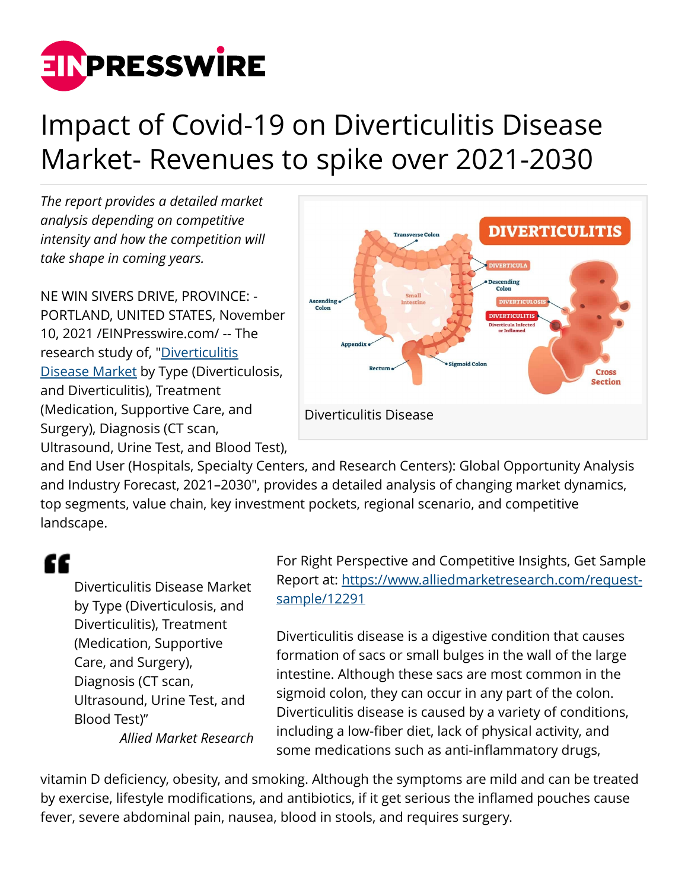# Impact of Covid-19 on Diverticulitis Disease Market- Revenues to spike over 2021-2030

*The report provides a detailed market analysis depending on competitive intensity and how the competition will take shape in coming years.*

NE WIN SIVERS DRIVE, PROVINCE: - PORTLAND, UNITED STATES, November 10, 2021 /EINPresswire.com/ -- The research study of, "Diverticulitis Disease Market by Type (Diverticulosis, and Diverticulitis), Treatment (Medication, Supportive Care, and Surgery), Diagnosis (CT scan, Ultrasound, Urine Test, and Blood Test), and End User (Hospitals, Specialty Centers, and Research Centers): Global Opportunity Analysis and Industry Forecast, 2021–2030", provides a detailed analysis of changing market dynamics, top segments, value chain, key investment pockets, regional scenario, and competitive landscape.

Diverticulitis Disease

> Diverticulitis Disease Market by Type (Diverticulosis, and Diverticulitis), Treatment (Medication, Supportive Care, and Surgery), Diagnosis (CT scan, Ultrasound, Urine Test, and Blood Test)"
>
> *Allied Market Research*

For Right Perspective and Competitive Insights, Get Sample Report at: https://www.alliedmarketresearch.com/request-sample/12291

Diverticulitis disease is a digestive condition that causes formation of sacs or small bulges in the wall of the large intestine. Although these sacs are most common in the sigmoid colon, they can occur in any part of the colon. Diverticulitis disease is caused by a variety of conditions, including a low-fiber diet, lack of physical activity, and some medications such as anti-inflammatory drugs, vitamin D deficiency, obesity, and smoking. Although the symptoms are mild and can be treated by exercise, lifestyle modifications, and antibiotics, if it get serious the inflamed pouches cause fever, severe abdominal pain, nausea, blood in stools, and requires surgery.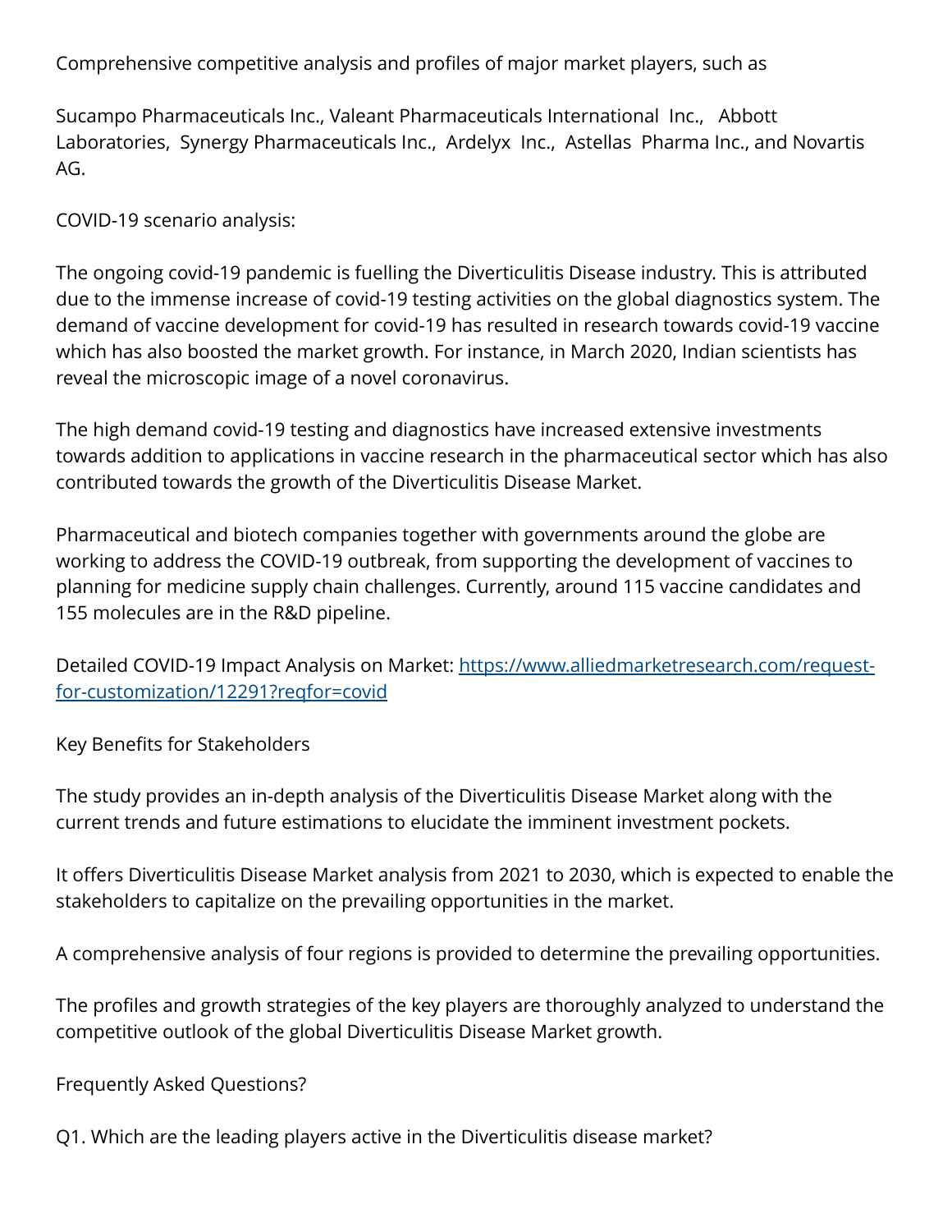Comprehensive competitive analysis and profiles of major market players, such as

Sucampo Pharmaceuticals Inc., Valeant Pharmaceuticals International Inc., Abbott Laboratories, Synergy Pharmaceuticals Inc., Ardelyx Inc., Astellas Pharma Inc., and Novartis AG.

COVID-19 scenario analysis:

The ongoing covid-19 pandemic is fuelling the Diverticulitis Disease industry. This is attributed due to the immense increase of covid-19 testing activities on the global diagnostics system. The demand of vaccine development for covid-19 has resulted in research towards covid-19 vaccine which has also boosted the market growth. For instance, in March 2020, Indian scientists has reveal the microscopic image of a novel coronavirus.

The high demand covid-19 testing and diagnostics have increased extensive investments towards addition to applications in vaccine research in the pharmaceutical sector which has also contributed towards the growth of the Diverticulitis Disease Market.

Pharmaceutical and biotech companies together with governments around the globe are working to address the COVID-19 outbreak, from supporting the development of vaccines to planning for medicine supply chain challenges. Currently, around 115 vaccine candidates and 155 molecules are in the R&D pipeline.

Detailed COVID-19 Impact Analysis on Market: [https://www.alliedmarketresearch.com/request-for-customization/12291?reqfor=covid](https://www.alliedmarketresearch.com/request-for-customization/12291?reqfor=covid)

Key Benefits for Stakeholders

The study provides an in-depth analysis of the Diverticulitis Disease Market along with the current trends and future estimations to elucidate the imminent investment pockets.

It offers Diverticulitis Disease Market analysis from 2021 to 2030, which is expected to enable the stakeholders to capitalize on the prevailing opportunities in the market.

A comprehensive analysis of four regions is provided to determine the prevailing opportunities.

The profiles and growth strategies of the key players are thoroughly analyzed to understand the competitive outlook of the global Diverticulitis Disease Market growth.

Frequently Asked Questions?

Q1. Which are the leading players active in the Diverticulitis disease market?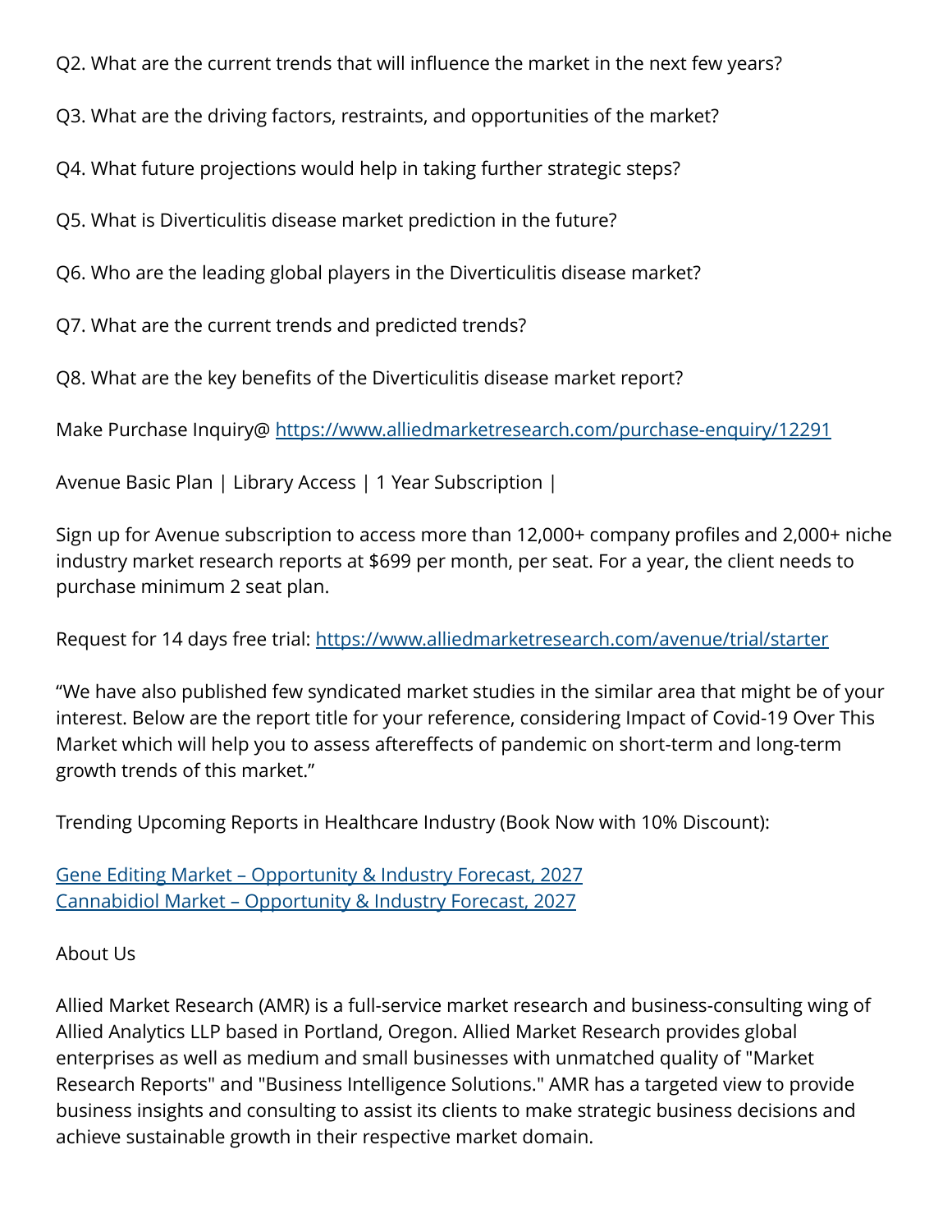Q2. What are the current trends that will influence the market in the next few years?

Q3. What are the driving factors, restraints, and opportunities of the market?

Q4. What future projections would help in taking further strategic steps?

Q5. What is Diverticulitis disease market prediction in the future?

Q6. Who are the leading global players in the Diverticulitis disease market?

Q7. What are the current trends and predicted trends?

Q8. What are the key benefits of the Diverticulitis disease market report?

Make Purchase Inquiry@ [https://www.alliedmarketresearch.com/purchase-enquiry/12291](https://www.alliedmarketresearch.com/purchase-enquiry/12291)

Avenue Basic Plan | Library Access | 1 Year Subscription |

Sign up for Avenue subscription to access more than 12,000+ company profiles and 2,000+ niche industry market research reports at $699 per month, per seat. For a year, the client needs to purchase minimum 2 seat plan.

Request for 14 days free trial: [https://www.alliedmarketresearch.com/avenue/trial/starter](https://www.alliedmarketresearch.com/avenue/trial/starter)

“We have also published few syndicated market studies in the similar area that might be of your interest. Below are the report title for your reference, considering Impact of Covid-19 Over This Market which will help you to assess aftereffects of pandemic on short-term and long-term growth trends of this market.”

Trending Upcoming Reports in Healthcare Industry (Book Now with 10% Discount):

[Gene Editing Market – Opportunity & Industry Forecast, 2027](#)
[Cannabidiol Market – Opportunity & Industry Forecast, 2027](#)

About Us

Allied Market Research (AMR) is a full-service market research and business-consulting wing of Allied Analytics LLP based in Portland, Oregon. Allied Market Research provides global enterprises as well as medium and small businesses with unmatched quality of "Market Research Reports" and "Business Intelligence Solutions." AMR has a targeted view to provide business insights and consulting to assist its clients to make strategic business decisions and achieve sustainable growth in their respective market domain.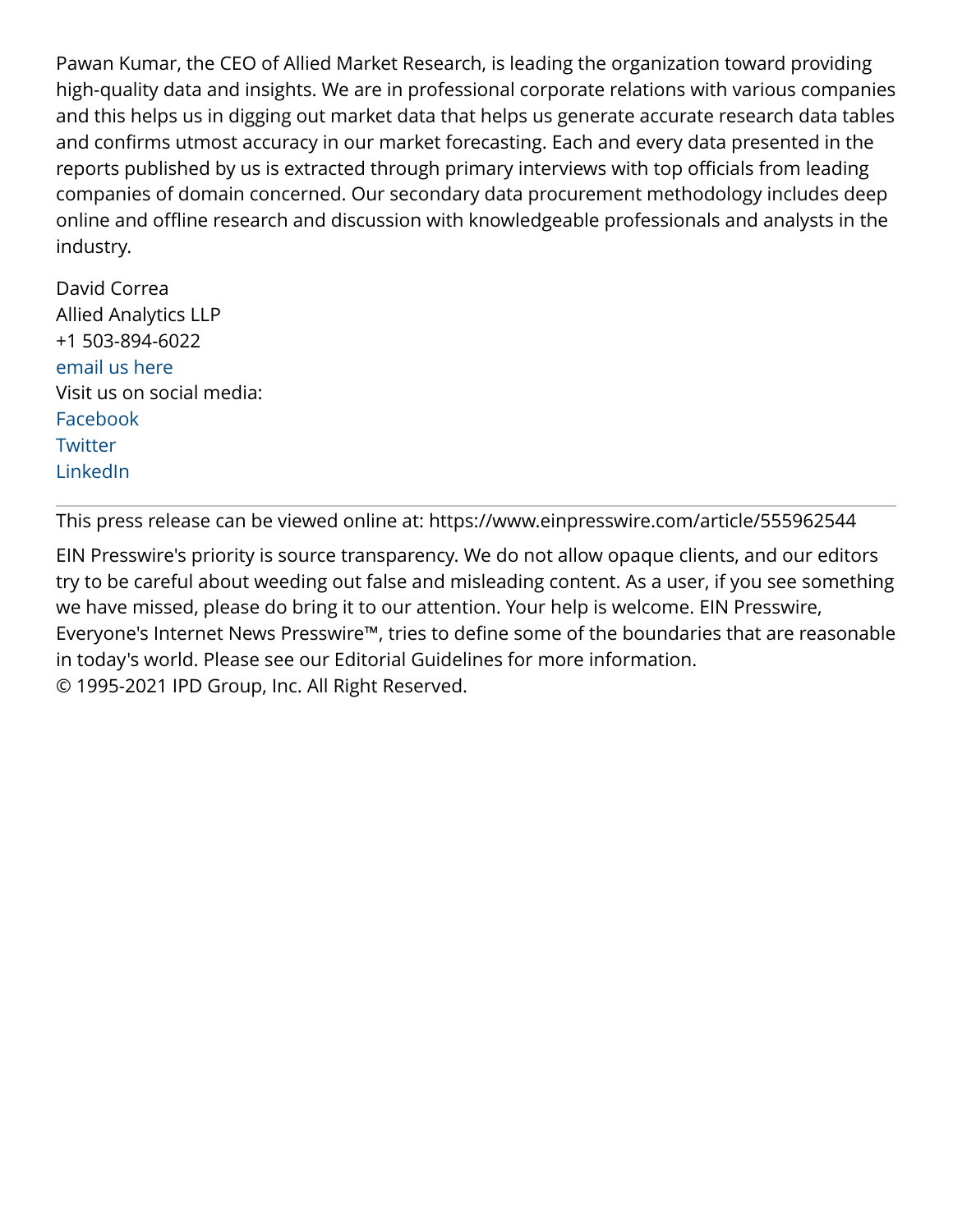Pawan Kumar, the CEO of Allied Market Research, is leading the organization toward providing high-quality data and insights. We are in professional corporate relations with various companies and this helps us in digging out market data that helps us generate accurate research data tables and confirms utmost accuracy in our market forecasting. Each and every data presented in the reports published by us is extracted through primary interviews with top officials from leading companies of domain concerned. Our secondary data procurement methodology includes deep online and offline research and discussion with knowledgeable professionals and analysts in the industry.

David Correa  
Allied Analytics LLP  
+1 503-894-6022  
email us here  
Visit us on social media:  
Facebook  
Twitter  
LinkedIn

---

This press release can be viewed online at: https://www.einpresswire.com/article/555962544

EIN Presswire's priority is source transparency. We do not allow opaque clients, and our editors try to be careful about weeding out false and misleading content. As a user, if you see something we have missed, please do bring it to our attention. Your help is welcome. EIN Presswire, Everyone's Internet News Presswire™, tries to define some of the boundaries that are reasonable in today's world. Please see our Editorial Guidelines for more information.  
© 1995-2021 IPD Group, Inc. All Right Reserved.